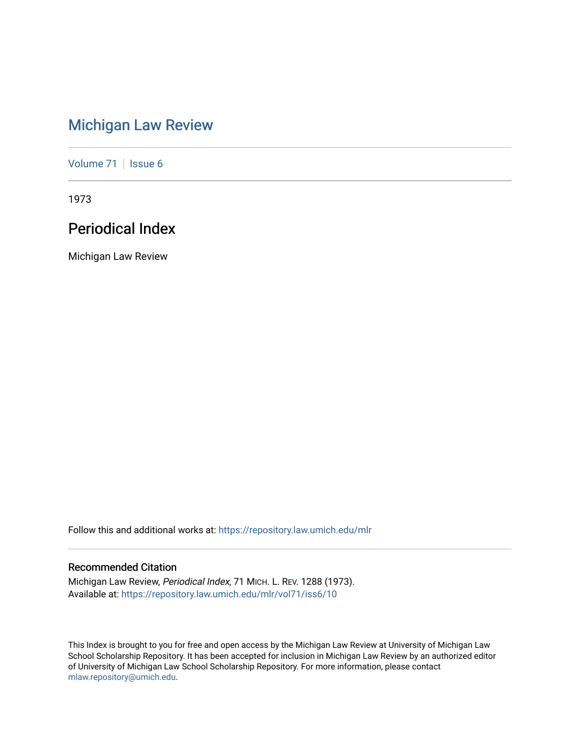# Michigan Law Review

Volume 71 | Issue 6

1973

## Periodical Index

Michigan Law Review

Follow this and additional works at: https://repository.law.umich.edu/mlr

### Recommended Citation

Michigan Law Review, *Periodical Index*, 71 MICH. L. REV. 1288 (1973).
Available at: https://repository.law.umich.edu/mlr/vol71/iss6/10

This Index is brought to you for free and open access by the Michigan Law Review at University of Michigan Law School Scholarship Repository. It has been accepted for inclusion in Michigan Law Review by an authorized editor of University of Michigan Law School Scholarship Repository. For more information, please contact mlaw.repository@umich.edu.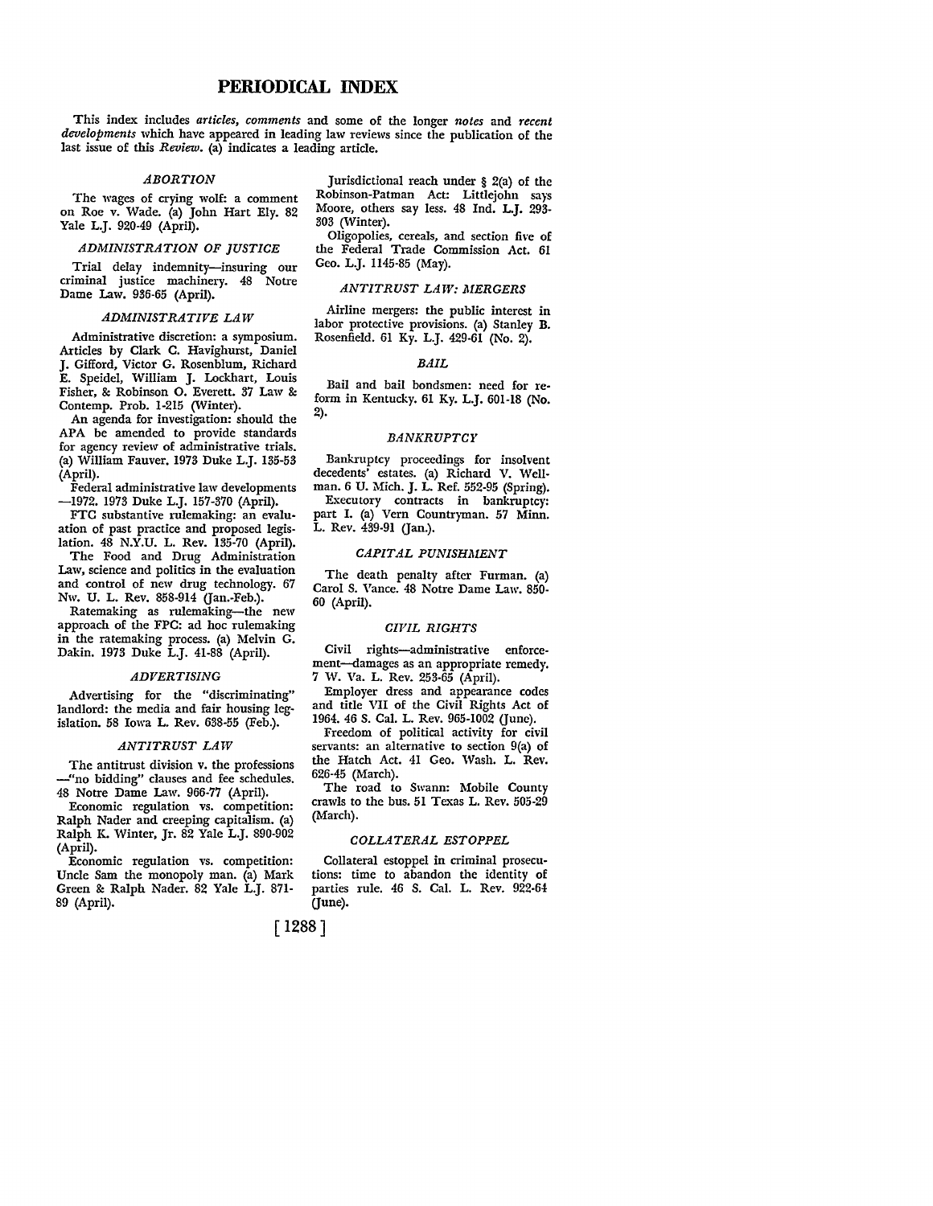# PERIODICAL INDEX

This index includes *articles, comments* and some of the longer *notes* and *recent developments* which have appeared in leading law reviews since the publication of the last issue of this *Review*. (a) indicates a leading article.

### *ABORTION*

The wages of crying wolf: a comment on Roe v. Wade. (a) John Hart Ely. 82 Yale L.J. 920-49 (April).

### *ADMINISTRATION OF JUSTICE*

Trial delay indemnity—insuring our criminal justice machinery. 48 Notre Dame Law. 936-65 (April).

### *ADMINISTRATIVE LAW*

Administrative discretion: a symposium. Articles by Clark C. Havighurst, Daniel J. Gifford, Victor G. Rosenblum, Richard E. Speidel, William J. Lockhart, Louis Fisher, & Robinson O. Everett. 37 Law & Contemp. Prob. 1-215 (Winter).

An agenda for investigation: should the APA be amended to provide standards for agency review of administrative trials. (a) William Fauver. 1973 Duke L.J. 135-53 (April).

Federal administrative law developments —1972. 1973 Duke L.J. 157-370 (April).

FTC substantive rulemaking: an evaluation of past practice and proposed legislation. 48 N.Y.U. L. Rev. 135-70 (April).

The Food and Drug Administration Law, science and politics in the evaluation and control of new drug technology. 67 Nw. U. L. Rev. 858-914 (Jan.-Feb.).

Ratemaking as rulemaking—the new approach of the FPC: ad hoc rulemaking in the ratemaking process. (a) Melvin G. Dakin. 1973 Duke L.J. 41-88 (April).

### *ADVERTISING*

Advertising for the "discriminating" landlord: the media and fair housing legislation. 58 Iowa L. Rev. 638-55 (Feb.).

### *ANTITRUST LAW*

The antitrust division v. the professions —"no bidding" clauses and fee schedules. 48 Notre Dame Law. 966-77 (April).

Economic regulation vs. competition: Ralph Nader and creeping capitalism. (a) Ralph K. Winter, Jr. 82 Yale L.J. 890-902 (April).

Economic regulation vs. competition: Uncle Sam the monopoly man. (a) Mark Green & Ralph Nader. 82 Yale L.J. 871-89 (April).

Jurisdictional reach under § 2(a) of the Robinson-Patman Act: Littlejohn says Moore, others say less. 48 Ind. L.J. 293-303 (Winter).

Oligopolies, cereals, and section five of the Federal Trade Commission Act. 61 Geo. L.J. 1145-85 (May).

### *ANTITRUST LAW: MERGERS*

Airline mergers: the public interest in labor protective provisions. (a) Stanley B. Rosenfield. 61 Ky. L.J. 429-61 (No. 2).

### *BAIL*

Bail and bail bondsmen: need for reform in Kentucky. 61 Ky. L.J. 601-18 (No. 2).

### *BANKRUPTCY*

Bankruptcy proceedings for insolvent decedents' estates. (a) Richard V. Wellman. 6 U. Mich. J. L. Ref. 552-95 (Spring).

Executory contracts in bankruptcy: part I. (a) Vern Countryman. 57 Minn. L. Rev. 439-91 (Jan.).

### *CAPITAL PUNISHMENT*

The death penalty after Furman. (a) Carol S. Vance. 48 Notre Dame Law. 850-60 (April).

### *CIVIL RIGHTS*

Civil rights—administrative enforcement—damages as an appropriate remedy. 7 W. Va. L. Rev. 253-65 (April).

Employer dress and appearance codes and title VII of the Civil Rights Act of 1964. 46 S. Cal. L. Rev. 965-1002 (June).

Freedom of political activity for civil servants: an alternative to section 9(a) of the Hatch Act. 41 Geo. Wash. L. Rev. 626-45 (March).

The road to Swann: Mobile County crawls to the bus. 51 Texas L. Rev. 505-29 (March).

### *COLLATERAL ESTOPPEL*

Collateral estoppel in criminal prosecutions: time to abandon the identity of parties rule. 46 S. Cal. L. Rev. 922-64 (June).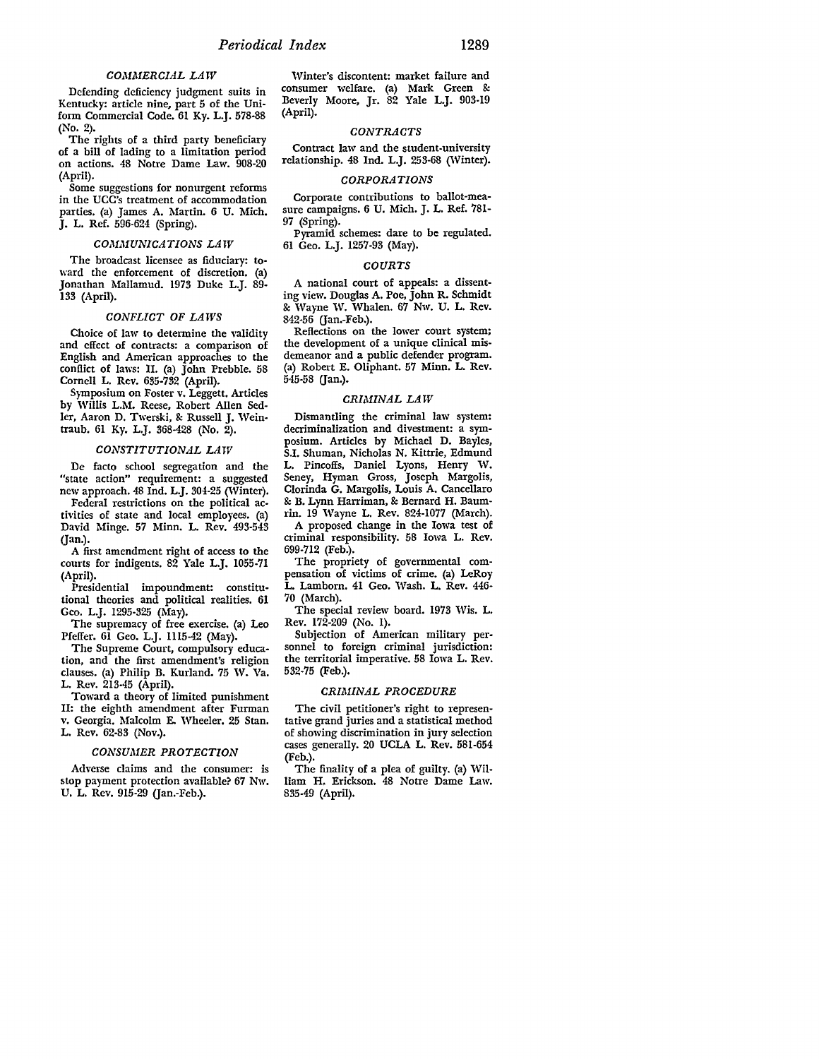### COMMERCIAL LAW

Defending deficiency judgment suits in Kentucky: article nine, part 5 of the Uniform Commercial Code. 61 Ky. L.J. 578-88 (No. 2).

The rights of a third party beneficiary of a bill of lading to a limitation period on actions. 48 Notre Dame Law. 908-20 (April).

Some suggestions for nonurgent reforms in the UCC's treatment of accommodation parties. (a) James A. Martin. 6 U. Mich. J. L. Ref. 596-624 (Spring).

### COMMUNICATIONS LAW

The broadcast licensee as fiduciary: toward the enforcement of discretion. (a) Jonathan Mallamud. 1973 Duke L.J. 89-133 (April).

### CONFLICT OF LAWS

Choice of law to determine the validity and effect of contracts: a comparison of English and American approaches to the conflict of laws: II. (a) John Prebble. 58 Cornell L. Rev. 635-732 (April).

Symposium on Foster v. Leggett. Articles by Willis L.M. Reese, Robert Allen Sedler, Aaron D. Twerski, & Russell J. Weintraub. 61 Ky. L.J. 368-428 (No. 2).

### CONSTITUTIONAL LAW

De facto school segregation and the "state action" requirement: a suggested new approach. 48 Ind. L.J. 304-25 (Winter).

Federal restrictions on the political activities of state and local employees. (a) David Minge. 57 Minn. L. Rev. 493-543 (Jan.).

A first amendment right of access to the courts for indigents. 82 Yale L.J. 1055-71 (April).

Presidential impoundment: constitutional theories and political realities. 61 Geo. L.J. 1295-325 (May).

The supremacy of free exercise. (a) Leo Pfeffer. 61 Geo. L.J. 1115-42 (May).

The Supreme Court, compulsory education, and the first amendment's religion clauses. (a) Philip B. Kurland. 75 W. Va. L. Rev. 213-45 (April).

Toward a theory of limited punishment II: the eighth amendment after Furman v. Georgia. Malcolm E. Wheeler. 25 Stan. L. Rev. 62-83 (Nov.).

### CONSUMER PROTECTION

Adverse claims and the consumer: is stop payment protection available? 67 Nw. U. L. Rev. 915-29 (Jan.-Feb.).

Winter's discontent: market failure and consumer welfare. (a) Mark Green & Beverly Moore, Jr. 82 Yale L.J. 903-19 (April).

### CONTRACTS

Contract law and the student-university relationship. 48 Ind. L.J. 253-68 (Winter).

### CORPORATIONS

Corporate contributions to ballot-measure campaigns. 6 U. Mich. J. L. Ref. 781-97 (Spring).

Pyramid schemes: dare to be regulated. 61 Geo. L.J. 1257-93 (May).

### COURTS

A national court of appeals: a dissenting view. Douglas A. Poe, John R. Schmidt & Wayne W. Whalen. 67 Nw. U. L. Rev. 842-56 (Jan.-Feb.).

Reflections on the lower court system; the development of a unique clinical misdemeanor and a public defender program. (a) Robert E. Oliphant. 57 Minn. L. Rev. 545-58 (Jan.).

### CRIMINAL LAW

Dismantling the criminal law system: decriminalization and divestment: a symposium. Articles by Michael D. Bayles, S.I. Shuman, Nicholas N. Kittrie, Edmund L. Pincoffs, Daniel Lyons, Henry W. Seney, Hyman Gross, Joseph Margolis, Clorinda G. Margolis, Louis A. Cancellaro & B. Lynn Harriman, & Bernard H. Baumrin. 19 Wayne L. Rev. 824-1077 (March).

A proposed change in the Iowa test of criminal responsibility. 58 Iowa L. Rev. 699-712 (Feb.).

The propriety of governmental compensation of victims of crime. (a) LeRoy L. Lamborn. 41 Geo. Wash. L. Rev. 446-70 (March).

The special review board. 1973 Wis. L. Rev. 172-209 (No. 1).

Subjection of American military personnel to foreign criminal jurisdiction: the territorial imperative. 58 Iowa L. Rev. 532-75 (Feb.).

### CRIMINAL PROCEDURE

The civil petitioner's right to representative grand juries and a statistical method of showing discrimination in jury selection cases generally. 20 UCLA L. Rev. 581-654 (Feb.).

The finality of a plea of guilty. (a) William H. Erickson. 48 Notre Dame Law. 835-49 (April).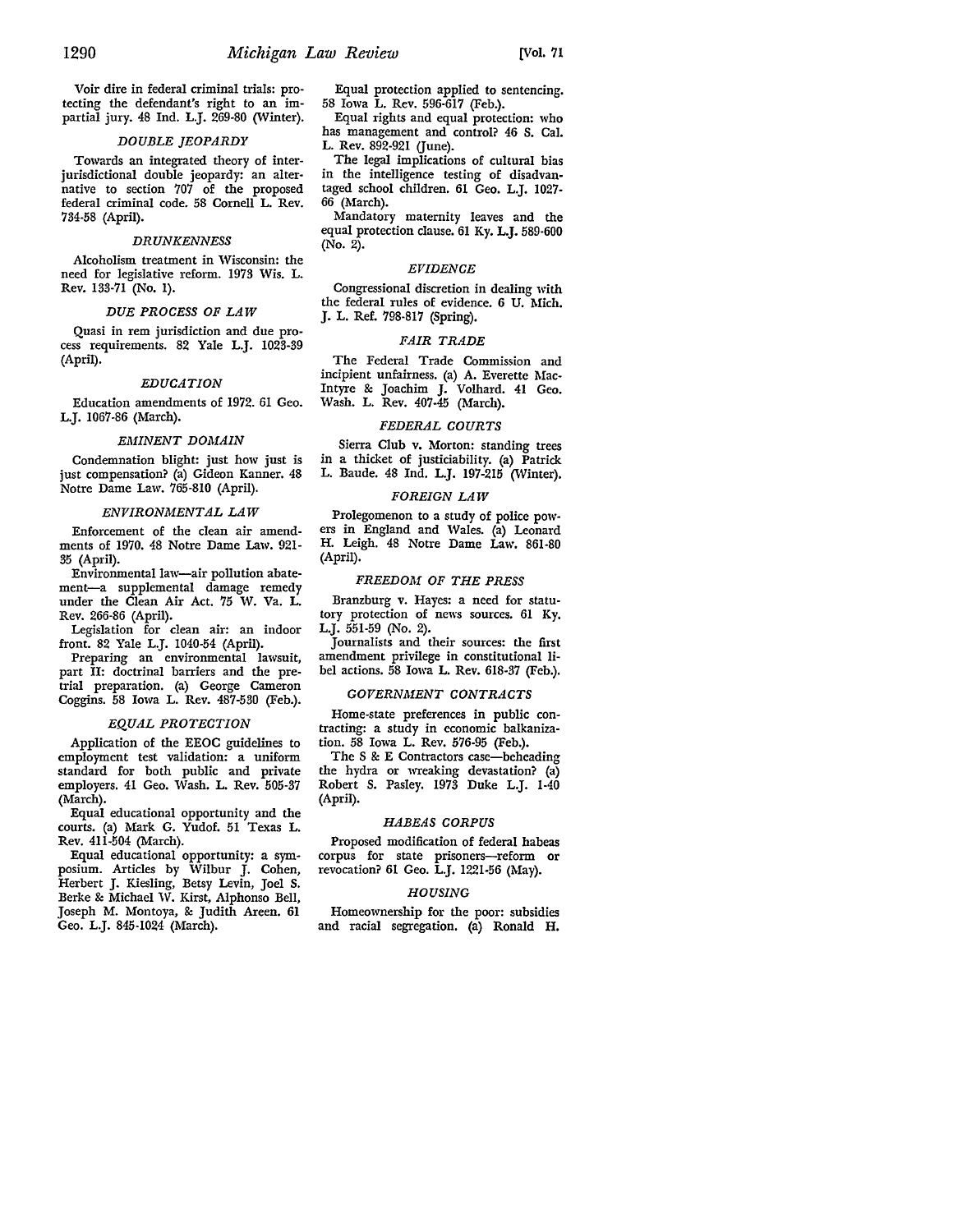Voir dire in federal criminal trials: protecting the defendant's right to an impartial jury. 48 Ind. L.J. 269-80 (Winter).

### *DOUBLE JEOPARDY*

Towards an integrated theory of interjurisdictional double jeopardy: an alternative to section 707 of the proposed federal criminal code. 58 Cornell L. Rev. 734-58 (April).

### *DRUNKENNESS*

Alcoholism treatment in Wisconsin: the need for legislative reform. 1973 Wis. L. Rev. 133-71 (No. 1).

### *DUE PROCESS OF LAW*

Quasi in rem jurisdiction and due process requirements. 82 Yale L.J. 1023-39 (April).

### *EDUCATION*

Education amendments of 1972. 61 Geo. L.J. 1067-86 (March).

### *EMINENT DOMAIN*

Condemnation blight: just how just is just compensation? (a) Gideon Kanner. 48 Notre Dame Law. 765-810 (April).

### *ENVIRONMENTAL LAW*

Enforcement of the clean air amendments of 1970. 48 Notre Dame Law. 921-35 (April).

Environmental law—air pollution abatement—a supplemental damage remedy under the Clean Air Act. 75 W. Va. L. Rev. 266-86 (April).

Legislation for clean air: an indoor front. 82 Yale L.J. 1040-54 (April).

Preparing an environmental lawsuit, part II: doctrinal barriers and the pretrial preparation. (a) George Cameron Coggins. 58 Iowa L. Rev. 487-530 (Feb.).

### *EQUAL PROTECTION*

Application of the EEOC guidelines to employment test validation: a uniform standard for both public and private employers. 41 Geo. Wash. L. Rev. 505-37 (March).

Equal educational opportunity and the courts. (a) Mark G. Yudof. 51 Texas L. Rev. 411-504 (March).

Equal educational opportunity: a symposium. Articles by Wilbur J. Cohen, Herbert J. Kiesling, Betsy Levin, Joel S. Berke & Michael W. Kirst, Alphonso Bell, Joseph M. Montoya, & Judith Areen. 61 Geo. L.J. 845-1024 (March).

Equal protection applied to sentencing. 58 Iowa L. Rev. 596-617 (Feb.).

Equal rights and equal protection: who has management and control? 46 S. Cal. L. Rev. 892-921 (June).

The legal implications of cultural bias in the intelligence testing of disadvantaged school children. 61 Geo. L.J. 1027-66 (March).

Mandatory maternity leaves and the equal protection clause. 61 Ky. L.J. 589-600 (No. 2).

### *EVIDENCE*

Congressional discretion in dealing with the federal rules of evidence. 6 U. Mich. J. L. Ref. 798-817 (Spring).

### *FAIR TRADE*

The Federal Trade Commission and incipient unfairness. (a) A. Everette MacIntyre & Joachim J. Volhard. 41 Geo. Wash. L. Rev. 407-45 (March).

### *FEDERAL COURTS*

Sierra Club v. Morton: standing trees in a thicket of justiciability. (a) Patrick L. Baude. 48 Ind. L.J. 197-215 (Winter).

### *FOREIGN LAW*

Prolegomenon to a study of police powers in England and Wales. (a) Leonard H. Leigh. 48 Notre Dame Law. 861-80 (April).

### *FREEDOM OF THE PRESS*

Branzburg v. Hayes: a need for statutory protection of news sources. 61 Ky. L.J. 551-59 (No. 2).

Journalists and their sources: the first amendment privilege in constitutional libel actions. 58 Iowa L. Rev. 618-37 (Feb.).

### *GOVERNMENT CONTRACTS*

Home-state preferences in public contracting: a study in economic balkanization. 58 Iowa L. Rev. 576-95 (Feb.).

The S & E Contractors case—beheading the hydra or wreaking devastation? (a) Robert S. Pasley. 1973 Duke L.J. 1-40 (April).

### *HABEAS CORPUS*

Proposed modification of federal habeas corpus for state prisoners—reform or revocation? 61 Geo. L.J. 1221-56 (May).

### *HOUSING*

Homeownership for the poor: subsidies and racial segregation. (a) Ronald H.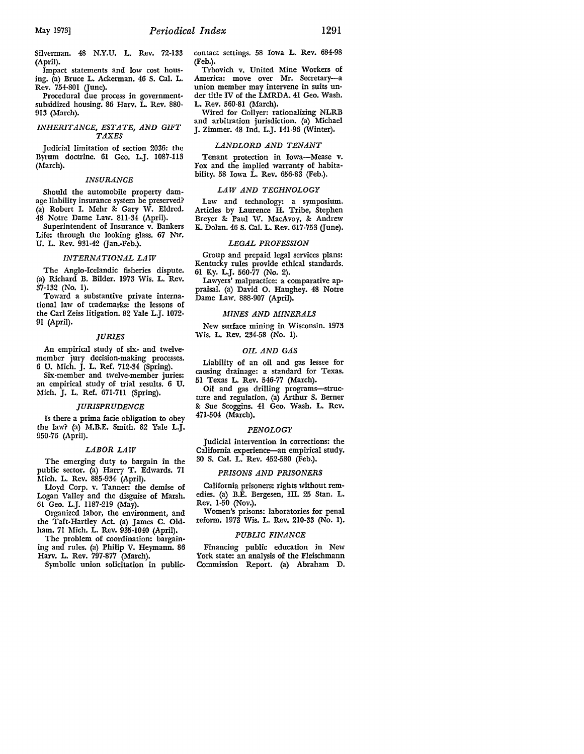Silverman. 48 N.Y.U. L. Rev. 72-133 (April).

Impact statements and low cost housing. (a) Bruce L. Ackerman. 46 S. Cal. L. Rev. 754-801 (June).

Procedural due process in government-subsidized housing. 86 Harv. L. Rev. 880-913 (March).

### *INHERITANCE, ESTATE, AND GIFT TAXES*

Judicial limitation of section 2036: the Byrum doctrine. 61 Geo. L.J. 1087-113 (March).

### *INSURANCE*

Should the automobile property damage liability insurance system be preserved? (a) Robert I. Mehr & Gary W. Eldred. 48 Notre Dame Law. 811-34 (April).

Superintendent of Insurance v. Bankers Life: through the looking glass. 67 Nw. U. L. Rev. 931-42 (Jan.-Feb.).

### *INTERNATIONAL LAW*

The Anglo-Icelandic fisheries dispute. (a) Richard B. Bilder. 1973 Wis. L. Rev. 37-132 (No. 1).

Toward a substantive private international law of trademarks: the lessons of the Carl Zeiss litigation. 82 Yale L.J. 1072-91 (April).

### *JURIES*

An empirical study of six- and twelve-member jury decision-making processes. 6 U. Mich. J. L. Ref. 712-34 (Spring).

Six-member and twelve-member juries: an empirical study of trial results. 6 U. Mich. J. L. Ref. 671-711 (Spring).

### *JURISPRUDENCE*

Is there a prima facie obligation to obey the law? (a) M.B.E. Smith. 82 Yale L.J. 950-76 (April).

### *LABOR LAW*

The emerging duty to bargain in the public sector. (a) Harry T. Edwards. 71 Mich. L. Rev. 885-934 (April).

Lloyd Corp. v. Tanner: the demise of Logan Valley and the disguise of Marsh. 61 Geo. L.J. 1187-219 (May).

Organized labor, the environment, and the Taft-Hartley Act. (a) James C. Oldham. 71 Mich. L. Rev. 935-1040 (April).

The problem of coordination: bargaining and rules. (a) Philip V. Heymann. 86 Harv. L. Rev. 797-877 (March).

Symbolic union solicitation in public-contact settings. 58 Iowa L. Rev. 684-98 (Feb.).

Trbovich v. United Mine Workers of America: move over Mr. Secretary—a union member may intervene in suits under title IV of the LMRDA. 41 Geo. Wash. L. Rev. 560-81 (March).

Wired for Collyer: rationalizing NLRB and arbitration jurisdiction. (a) Michael J. Zimmer. 48 Ind. L.J. 141-96 (Winter).

### *LANDLORD AND TENANT*

Tenant protection in Iowa—Mease v. Fox and the implied warranty of habitability. 58 Iowa L. Rev. 656-83 (Feb.).

### *LAW AND TECHNOLOGY*

Law and technology: a symposium. Articles by Laurence H. Tribe, Stephen Breyer & Paul W. MacAvoy, & Andrew K. Dolan. 46 S. Cal. L. Rev. 617-753 (June).

### *LEGAL PROFESSION*

Group and prepaid legal services plans: Kentucky rules provide ethical standards. 61 Ky. L.J. 560-77 (No. 2).

Lawyers' malpractice: a comparative appraisal. (a) David O. Haughey. 48 Notre Dame Law. 888-907 (April).

### *MINES AND MINERALS*

New surface mining in Wisconsin. 1973 Wis. L. Rev. 234-58 (No. 1).

### *OIL AND GAS*

Liability of an oil and gas lessee for causing drainage: a standard for Texas. 51 Texas L. Rev. 546-77 (March).

Oil and gas drilling programs—structure and regulation. (a) Arthur S. Berner & Sue Scoggins. 41 Geo. Wash. L. Rev. 471-504 (March).

### *PENOLOGY*

Judicial intervention in corrections: the California experience—an empirical study. 30 S. Cal. L. Rev. 452-580 (Feb.).

### *PRISONS AND PRISONERS*

California prisoners: rights without remedies. (a) B.E. Bergesen, III. 25 Stan. L. Rev. 1-50 (Nov.).

Women's prisons: laboratories for penal reform. 1973 Wis. L. Rev. 210-33 (No. 1).

### *PUBLIC FINANCE*

Financing public education in New York state: an analysis of the Fleischmann Commission Report. (a) Abraham D.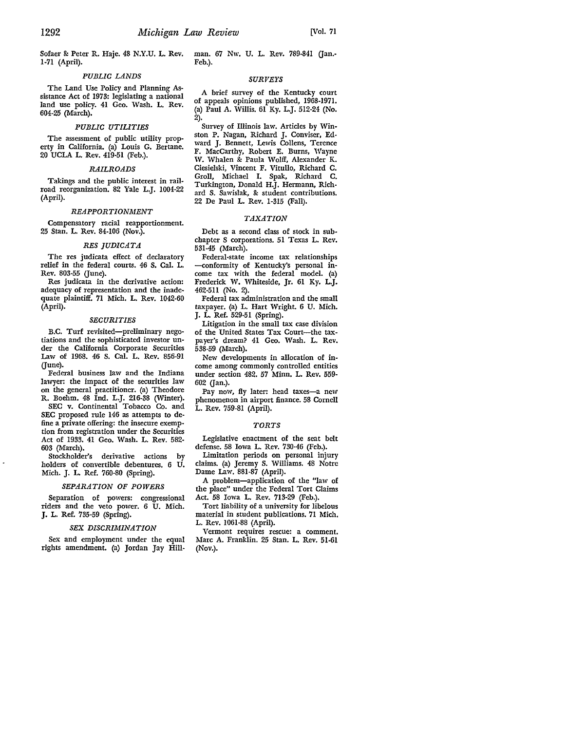Sofaer & Peter R. Haje. 48 N.Y.U. L. Rev. 1-71 (April).

### *PUBLIC LANDS*

The Land Use Policy and Planning Assistance Act of 1973: legislating a national land use policy. 41 Geo. Wash. L. Rev. 604-25 (March).

### *PUBLIC UTILITIES*

The assessment of public utility property in California. (a) Louis G. Bertane. 20 UCLA L. Rev. 419-51 (Feb.).

### *RAILROADS*

Takings and the public interest in railroad reorganization. 82 Yale L.J. 1004-22 (April).

### *REAPPORTIONMENT*

Compensatory racial reapportionment. 25 Stan. L. Rev. 84-106 (Nov.).

### *RES JUDICATA*

The res judicata effect of declaratory relief in the federal courts. 46 S. Cal. L. Rev. 803-55 (June).

Res judicata in the derivative action: adequacy of representation and the inadequate plaintiff. 71 Mich. L. Rev. 1042-60 (April).

### *SECURITIES*

B.C. Turf revisited—preliminary negotiations and the sophisticated investor under the California Corporate Securities Law of 1968. 46 S. Cal. L. Rev. 856-91 (June).

Federal business law and the Indiana lawyer: the impact of the securities law on the general practitioner. (a) Theodore R. Boehm. 48 Ind. L.J. 216-38 (Winter).

SEC v. Continental Tobacco Co. and SEC proposed rule 146 as attempts to define a private offering: the insecure exemption from registration under the Securities Act of 1933. 41 Geo. Wash. L. Rev. 582-603 (March).

Stockholder's derivative actions by holders of convertible debentures. 6 U. Mich. J. L. Ref. 760-80 (Spring).

### *SEPARATION OF POWERS*

Separation of powers: congressional riders and the veto power. 6 U. Mich. J. L. Ref. 735-59 (Spring).

### *SEX DISCRIMINATION*

Sex and employment under the equal rights amendment. (a) Jordan Jay Hillman. 67 Nw. U. L. Rev. 789-841 (Jan.-Feb.).

### *SURVEYS*

A brief survey of the Kentucky court of appeals opinions published, 1968-1971. (a) Paul A. Willis. 61 Ky. L.J. 512-24 (No. 2).

Survey of Illinois law. Articles by Winston P. Nagan, Richard J. Conviser, Edward J. Bennett, Lewis Collens, Terence F. MacCarthy, Robert E. Burns, Wayne W. Whalen & Paula Wolff, Alexander K. Ciesielski, Vincent F. Vitullo, Richard C. Groll, Michael I. Spak, Richard C. Turkington, Donald H.J. Hermann, Richard S. Sawislak, & student contributions. 22 De Paul L. Rev. 1-315 (Fall).

### *TAXATION*

Debt as a second class of stock in subchapter S corporations. 51 Texas L. Rev. 531-45 (March).

Federal-state income tax relationships —conformity of Kentucky's personal income tax with the federal model. (a) Frederick W. Whiteside, Jr. 61 Ky. L.J. 462-511 (No. 2).

Federal tax administration and the small taxpayer. (a) L. Hart Wright. 6 U. Mich. J. L. Ref. 529-51 (Spring).

Litigation in the small tax case division of the United States Tax Court—the taxpayer's dream? 41 Geo. Wash. L. Rev. 538-59 (March).

New developments in allocation of income among commonly controlled entities under section 482. 57 Minn. L. Rev. 559-602 (Jan.).

Pay now, fly later: head taxes—a new phenomenon in airport finance. 58 Cornell L. Rev. 759-81 (April).

### *TORTS*

Legislative enactment of the seat belt defense. 58 Iowa L. Rev. 730-46 (Feb.).

Limitation periods on personal injury claims. (a) Jeremy S. Williams. 48 Notre Dame Law. 881-87 (April).

A problem—application of the "law of the place" under the Federal Tort Claims Act. 58 Iowa L. Rev. 713-29 (Feb.).

Tort liability of a university for libelous material in student publications. 71 Mich. L. Rev. 1061-88 (April).

Vermont requires rescue: a comment. Marc A. Franklin. 25 Stan. L. Rev. 51-61 (Nov.).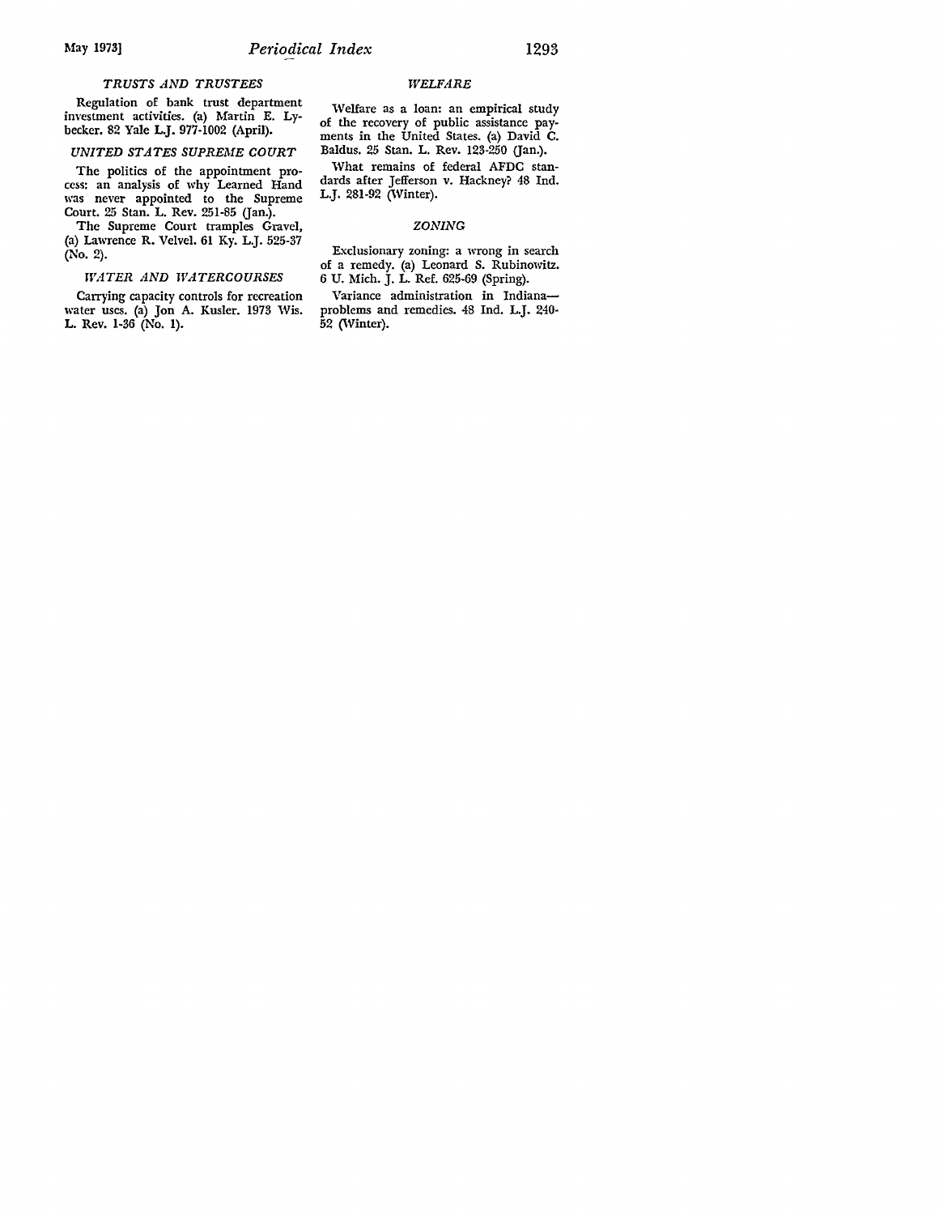### *TRUSTS AND TRUSTEES*

Regulation of bank trust department investment activities. (a) Martin E. Lybecker. 82 Yale L.J. 977-1002 (April).

### *UNITED STATES SUPREME COURT*

The politics of the appointment process: an analysis of why Learned Hand was never appointed to the Supreme Court. 25 Stan. L. Rev. 251-85 (Jan.).

The Supreme Court tramples Gravel, (a) Lawrence R. Velvel. 61 Ky. L.J. 525-37 (No. 2).

### *WATER AND WATERCOURSES*

Carrying capacity controls for recreation water uses. (a) Jon A. Kusler. 1973 Wis. L. Rev. 1-36 (No. 1).

### *WELFARE*

Welfare as a loan: an empirical study of the recovery of public assistance payments in the United States. (a) David C. Baldus. 25 Stan. L. Rev. 123-250 (Jan.).

What remains of federal AFDC standards after Jefferson v. Hackney? 48 Ind. L.J. 281-92 (Winter).

### *ZONING*

Exclusionary zoning: a wrong in search of a remedy. (a) Leonard S. Rubinowitz. 6 U. Mich. J. L. Ref. 625-69 (Spring).

Variance administration in Indiana—problems and remedies. 48 Ind. L.J. 240-52 (Winter).